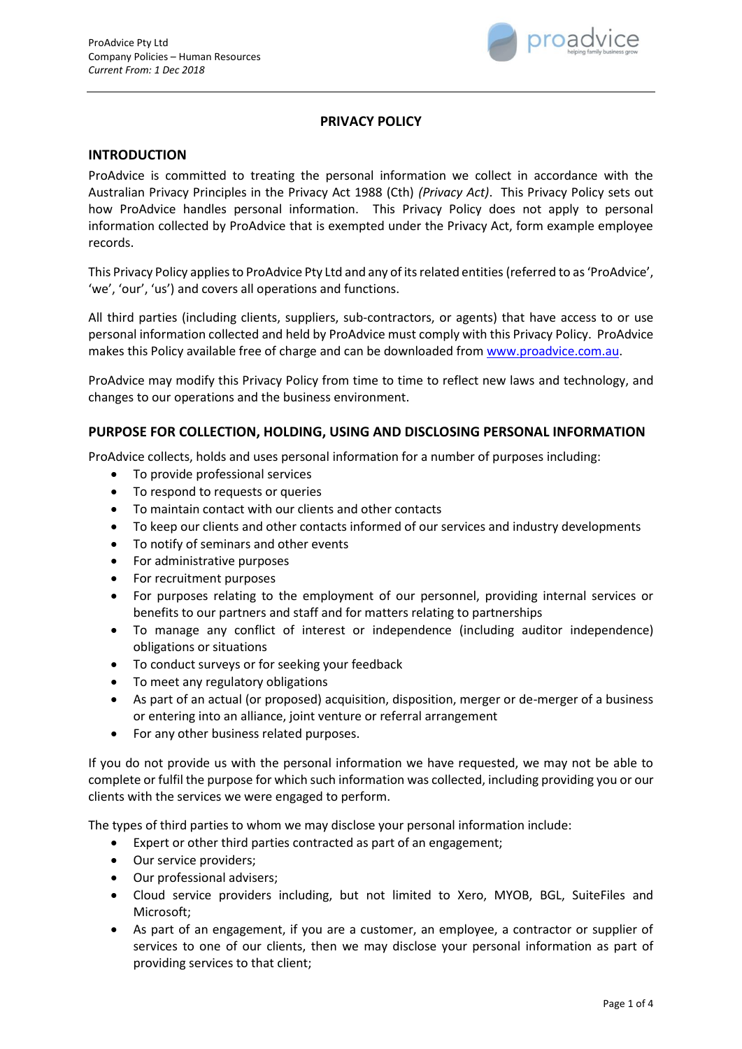# PRIVACY POLICY

## INTRODUCTION

ProAdvice is committed to treating the personal information we collect in accordance with the Australian Privacy Principles in the Privacy Act 1988 (Cth) *(Privacy Act)*. This Privacy Policy sets out how ProAdvice handles personal information. This Privacy Policy does not apply to personal information collected by ProAdvice that is exempted under the Privacy Act, form example employee records.

This Privacy Policy applies to ProAdvice Pty Ltd and any of its related entities (referred to as 'ProAdvice', 'we', 'our', 'us') and covers all operations and functions.

All third parties (including clients, suppliers, sub-contractors, or agents) that have access to or use personal information collected and held by ProAdvice must comply with this Privacy Policy. ProAdvice makes this Policy available free of charge and can be downloaded from [www.proadvice.com.au](http://www.proadvice.com.au).

ProAdvice may modify this Privacy Policy from time to time to reflect new laws and technology, and changes to our operations and the business environment.

## PURPOSE FOR COLLECTION, HOLDING, USING AND DISCLOSING PERSONAL INFORMATION

ProAdvice collects, holds and uses personal information for a number of purposes including:

- To provide professional services
- To respond to requests or queries
- To maintain contact with our clients and other contacts
- To keep our clients and other contacts informed of our services and industry developments
- To notify of seminars and other events
- For administrative purposes
- For recruitment purposes
- For purposes relating to the employment of our personnel, providing internal services or benefits to our partners and staff and for matters relating to partnerships
- To manage any conflict of interest or independence (including auditor independence) obligations or situations
- To conduct surveys or for seeking your feedback
- To meet any regulatory obligations
- As part of an actual (or proposed) acquisition, disposition, merger or de-merger of a business or entering into an alliance, joint venture or referral arrangement
- For any other business related purposes.

If you do not provide us with the personal information we have requested, we may not be able to complete or fulfil the purpose for which such information was collected, including providing you or our clients with the services we were engaged to perform.

The types of third parties to whom we may disclose your personal information include:

- Expert or other third parties contracted as part of an engagement;
- Our service providers;
- Our professional advisers;
- Cloud service providers including, but not limited to Xero, MYOB, BGL, SuiteFiles and Microsoft;
- As part of an engagement, if you are a customer, an employee, a contractor or supplier of services to one of our clients, then we may disclose your personal information as part of providing services to that client;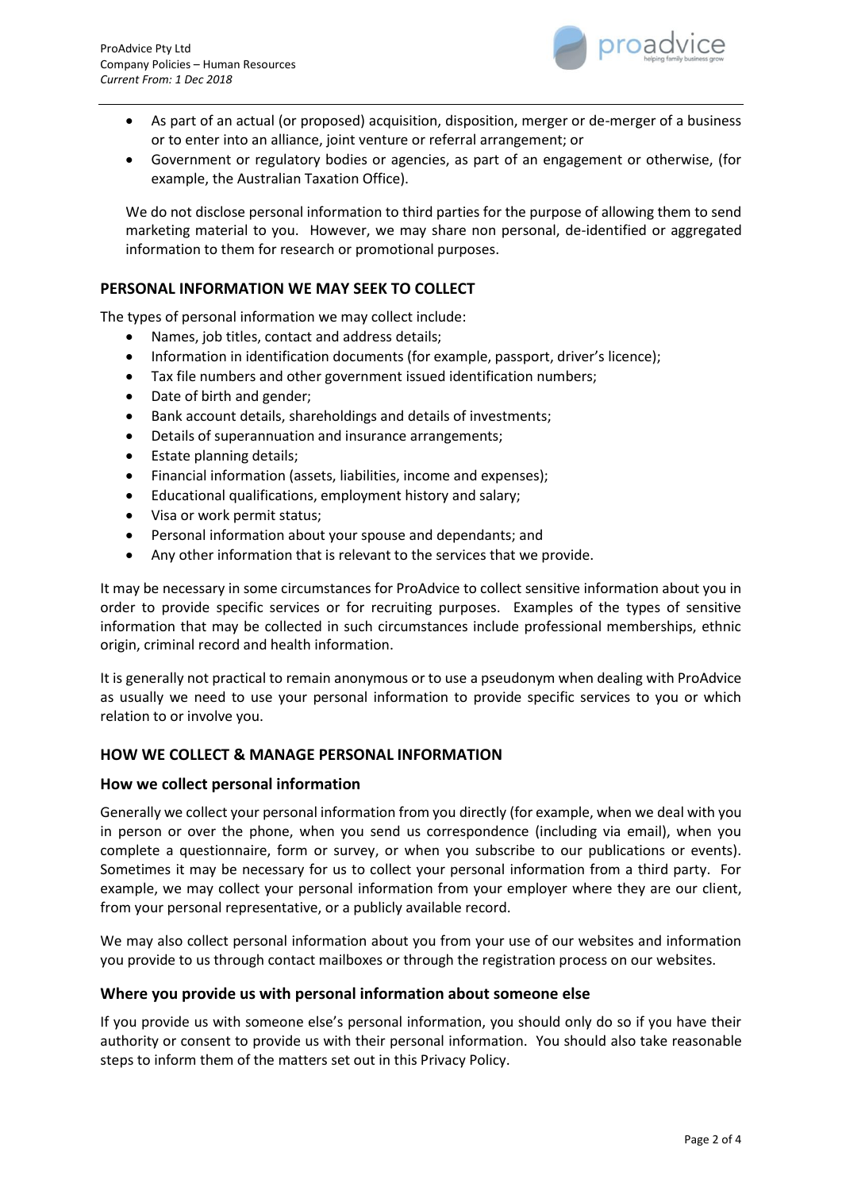- As part of an actual (or proposed) acquisition, disposition, merger or de-merger of a business or to enter into an alliance, joint venture or referral arrangement; or
- Government or regulatory bodies or agencies, as part of an engagement or otherwise, (for example, the Australian Taxation Office).

We do not disclose personal information to third parties for the purpose of allowing them to send marketing material to you. However, we may share non personal, de-identified or aggregated information to them for research or promotional purposes.

## PERSONAL INFORMATION WE MAY SEEK TO COLLECT

The types of personal information we may collect include:

- Names, job titles, contact and address details;
- Information in identification documents (for example, passport, driver's licence);
- Tax file numbers and other government issued identification numbers;
- Date of birth and gender;
- Bank account details, shareholdings and details of investments;
- Details of superannuation and insurance arrangements;
- Estate planning details;
- Financial information (assets, liabilities, income and expenses);
- Educational qualifications, employment history and salary;
- Visa or work permit status;
- Personal information about your spouse and dependants; and
- Any other information that is relevant to the services that we provide.

It may be necessary in some circumstances for ProAdvice to collect sensitive information about you in order to provide specific services or for recruiting purposes. Examples of the types of sensitive information that may be collected in such circumstances include professional memberships, ethnic origin, criminal record and health information.

It is generally not practical to remain anonymous or to use a pseudonym when dealing with ProAdvice as usually we need to use your personal information to provide specific services to you or which relation to or involve you.

## HOW WE COLLECT & MANAGE PERSONAL INFORMATION

### How we collect personal information

Generally we collect your personal information from you directly (for example, when we deal with you in person or over the phone, when you send us correspondence (including via email), when you complete a questionnaire, form or survey, or when you subscribe to our publications or events). Sometimes it may be necessary for us to collect your personal information from a third party. For example, we may collect your personal information from your employer where they are our client, from your personal representative, or a publicly available record.

We may also collect personal information about you from your use of our websites and information you provide to us through contact mailboxes or through the registration process on our websites.

### Where you provide us with personal information about someone else

If you provide us with someone else's personal information, you should only do so if you have their authority or consent to provide us with their personal information. You should also take reasonable steps to inform them of the matters set out in this Privacy Policy.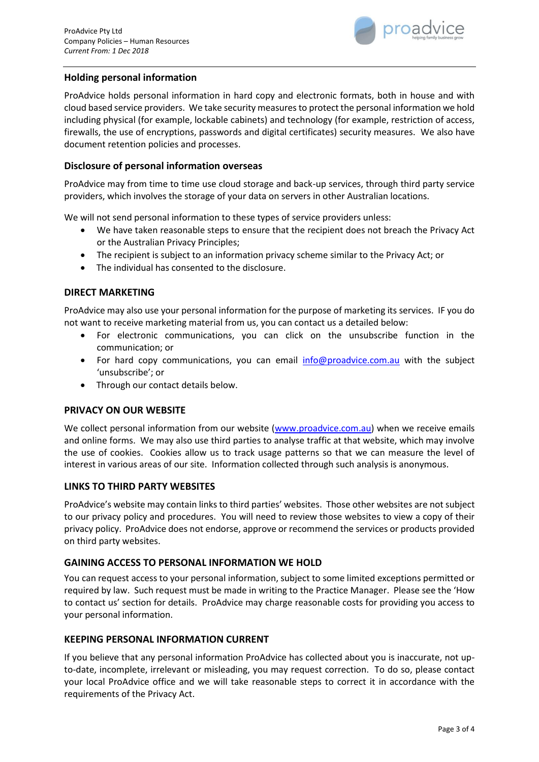## Holding personal information

ProAdvice holds personal information in hard copy and electronic formats, both in house and with cloud based service providers. We take security measures to protect the personal information we hold including physical (for example, lockable cabinets) and technology (for example, restriction of access, firewalls, the use of encryptions, passwords and digital certificates) security measures. We also have document retention policies and processes.

## Disclosure of personal information overseas

ProAdvice may from time to time use cloud storage and back-up services, through third party service providers, which involves the storage of your data on servers in other Australian locations.

We will not send personal information to these types of service providers unless:

- We have taken reasonable steps to ensure that the recipient does not breach the Privacy Act or the Australian Privacy Principles;
- The recipient is subject to an information privacy scheme similar to the Privacy Act; or
- The individual has consented to the disclosure.

## DIRECT MARKETING

ProAdvice may also use your personal information for the purpose of marketing its services. IF you do not want to receive marketing material from us, you can contact us a detailed below:

- For electronic communications, you can click on the unsubscribe function in the communication; or
- For hard copy communications, you can email info@proadvice.com.au with the subject 'unsubscribe'; or
- Through our contact details below.

## PRIVACY ON OUR WEBSITE

We collect personal information from our website (www.proadvice.com.au) when we receive emails and online forms. We may also use third parties to analyse traffic at that website, which may involve the use of cookies. Cookies allow us to track usage patterns so that we can measure the level of interest in various areas of our site. Information collected through such analysis is anonymous.

## LINKS TO THIRD PARTY WEBSITES

ProAdvice's website may contain links to third parties' websites. Those other websites are not subject to our privacy policy and procedures. You will need to review those websites to view a copy of their privacy policy. ProAdvice does not endorse, approve or recommend the services or products provided on third party websites.

## GAINING ACCESS TO PERSONAL INFORMATION WE HOLD

You can request access to your personal information, subject to some limited exceptions permitted or required by law. Such request must be made in writing to the Practice Manager. Please see the 'How to contact us' section for details. ProAdvice may charge reasonable costs for providing you access to your personal information.

## KEEPING PERSONAL INFORMATION CURRENT

If you believe that any personal information ProAdvice has collected about you is inaccurate, not up-to-date, incomplete, irrelevant or misleading, you may request correction. To do so, please contact your local ProAdvice office and we will take reasonable steps to correct it in accordance with the requirements of the Privacy Act.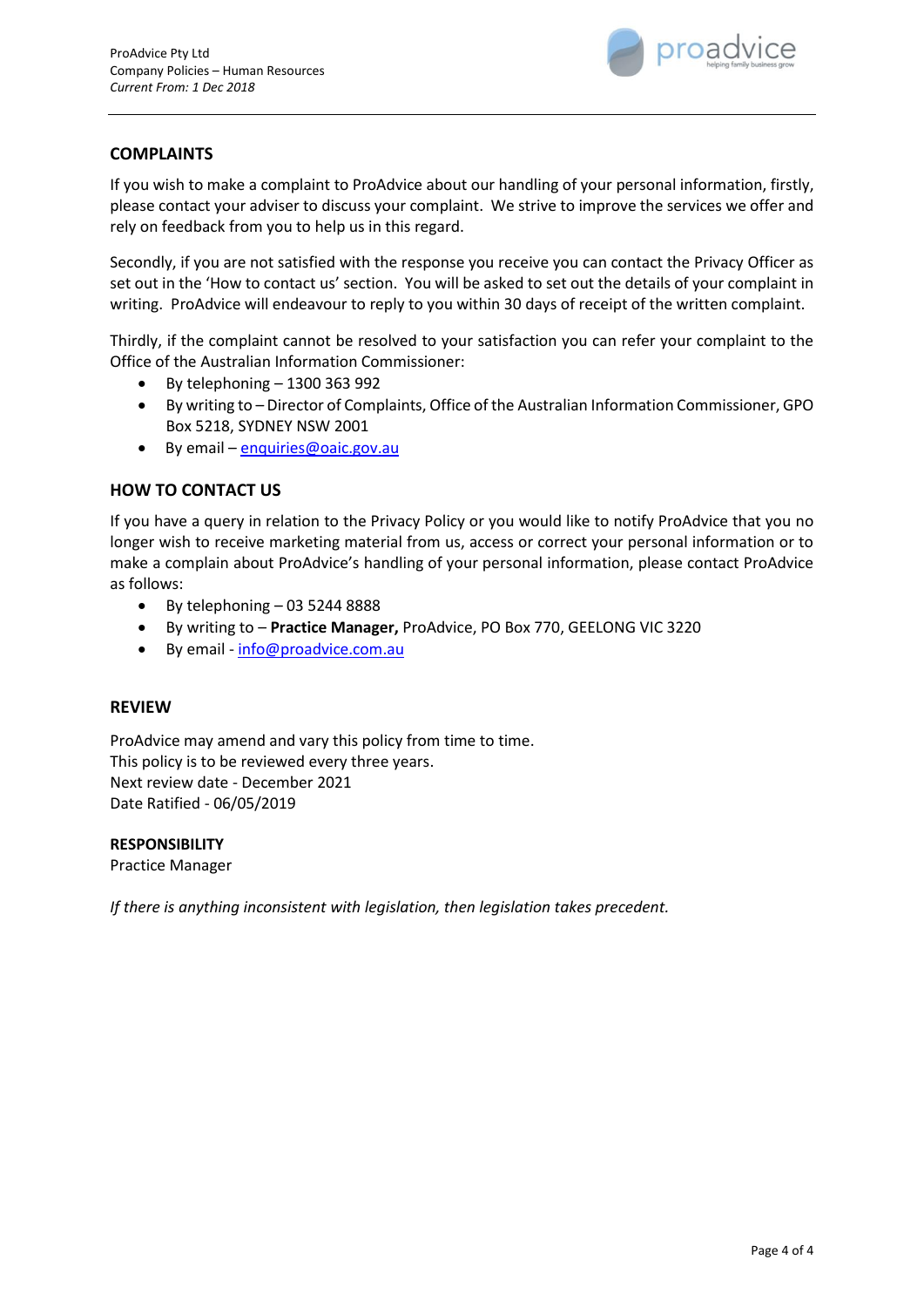## COMPLAINTS

If you wish to make a complaint to ProAdvice about our handling of your personal information, firstly, please contact your adviser to discuss your complaint. We strive to improve the services we offer and rely on feedback from you to help us in this regard.

Secondly, if you are not satisfied with the response you receive you can contact the Privacy Officer as set out in the 'How to contact us' section. You will be asked to set out the details of your complaint in writing. ProAdvice will endeavour to reply to you within 30 days of receipt of the written complaint.

Thirdly, if the complaint cannot be resolved to your satisfaction you can refer your complaint to the Office of the Australian Information Commissioner:

- By telephoning – 1300 363 992
- By writing to – Director of Complaints, Office of the Australian Information Commissioner, GPO Box 5218, SYDNEY NSW 2001
- By email – enquiries@oaic.gov.au

## HOW TO CONTACT US

If you have a query in relation to the Privacy Policy or you would like to notify ProAdvice that you no longer wish to receive marketing material from us, access or correct your personal information or to make a complain about ProAdvice's handling of your personal information, please contact ProAdvice as follows:

- By telephoning – 03 5244 8888
- By writing to – **Practice Manager,** ProAdvice, PO Box 770, GEELONG VIC 3220
- By email - info@proadvice.com.au

## REVIEW

ProAdvice may amend and vary this policy from time to time.
This policy is to be reviewed every three years.
Next review date - December 2021
Date Ratified - 06/05/2019

**RESPONSIBILITY**
Practice Manager

*If there is anything inconsistent with legislation, then legislation takes precedent.*